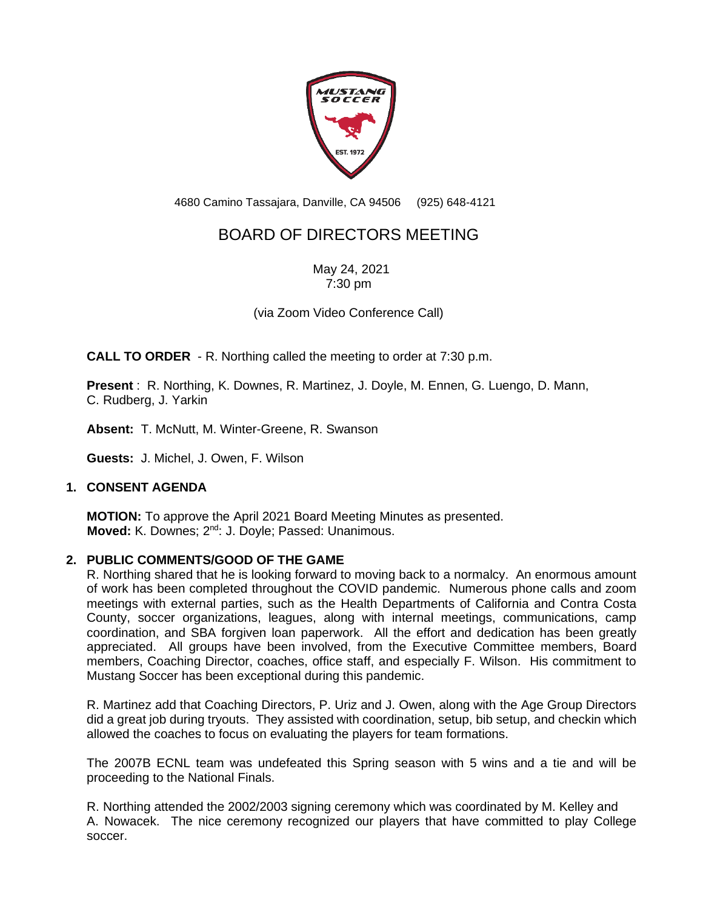4680 Camino Tassajara, Danville, CA 94506 (925) 648-4121

# BOARD OF DIRECTORS MEETING

May 24, 2021
7:30 pm

(via Zoom Video Conference Call)

**CALL TO ORDER** - R. Northing called the meeting to order at 7:30 p.m.

**Present** : R. Northing, K. Downes, R. Martinez, J. Doyle, M. Ennen, G. Luengo, D. Mann, C. Rudberg, J. Yarkin

**Absent:** T. McNutt, M. Winter-Greene, R. Swanson

**Guests:** J. Michel, J. Owen, F. Wilson

## 1. CONSENT AGENDA

**MOTION:** To approve the April 2021 Board Meeting Minutes as presented.
**Moved:** K. Downes; 2nd: J. Doyle; Passed: Unanimous.

## 2. PUBLIC COMMENTS/GOOD OF THE GAME

R. Northing shared that he is looking forward to moving back to a normalcy. An enormous amount of work has been completed throughout the COVID pandemic. Numerous phone calls and zoom meetings with external parties, such as the Health Departments of California and Contra Costa County, soccer organizations, leagues, along with internal meetings, communications, camp coordination, and SBA forgiven loan paperwork. All the effort and dedication has been greatly appreciated. All groups have been involved, from the Executive Committee members, Board members, Coaching Director, coaches, office staff, and especially F. Wilson. His commitment to Mustang Soccer has been exceptional during this pandemic.

R. Martinez add that Coaching Directors, P. Uriz and J. Owen, along with the Age Group Directors did a great job during tryouts. They assisted with coordination, setup, bib setup, and checkin which allowed the coaches to focus on evaluating the players for team formations.

The 2007B ECNL team was undefeated this Spring season with 5 wins and a tie and will be proceeding to the National Finals.

R. Northing attended the 2002/2003 signing ceremony which was coordinated by M. Kelley and A. Nowacek. The nice ceremony recognized our players that have committed to play College soccer.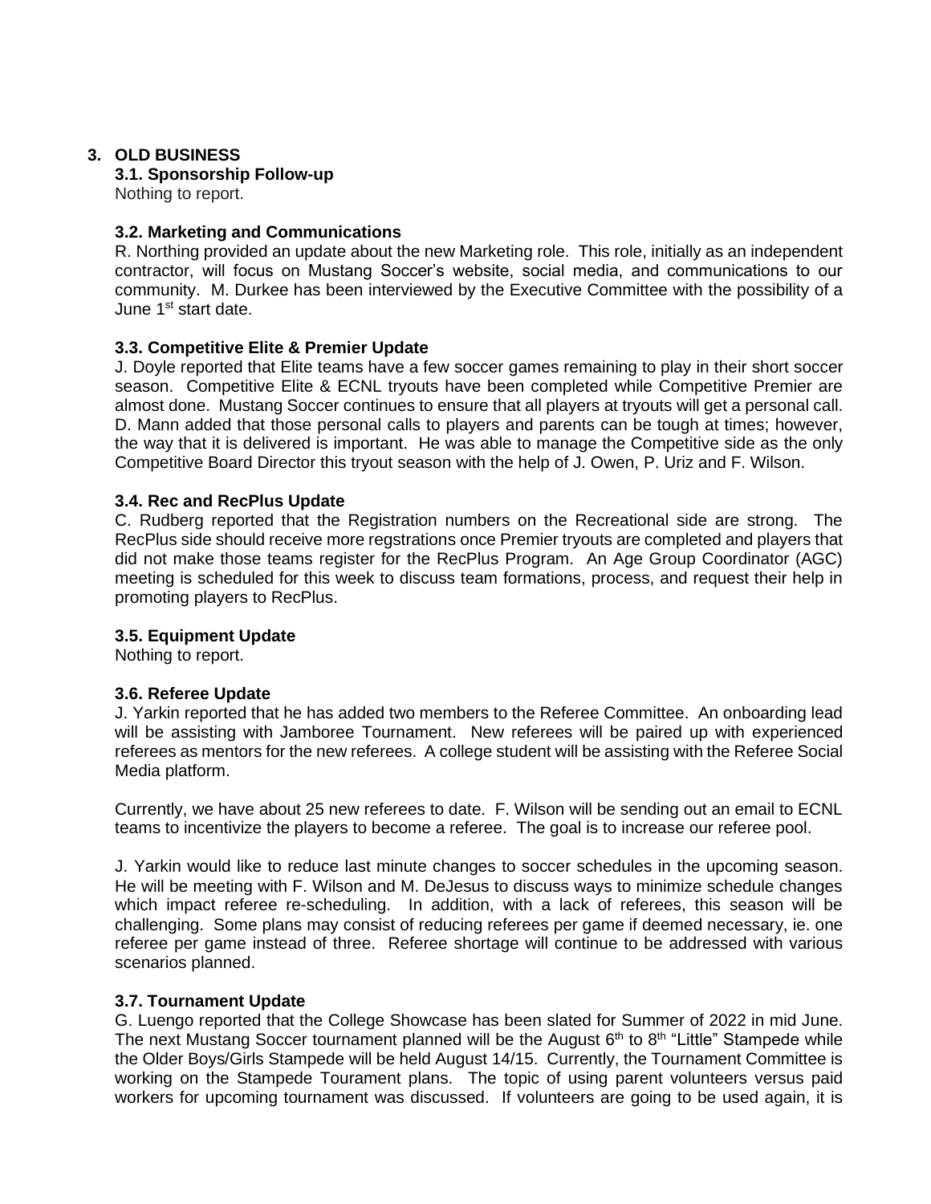## 3. OLD BUSINESS

### 3.1. Sponsorship Follow-up

Nothing to report.

### 3.2. Marketing and Communications

R. Northing provided an update about the new Marketing role. This role, initially as an independent contractor, will focus on Mustang Soccer's website, social media, and communications to our community. M. Durkee has been interviewed by the Executive Committee with the possibility of a June 1st start date.

### 3.3. Competitive Elite & Premier Update

J. Doyle reported that Elite teams have a few soccer games remaining to play in their short soccer season. Competitive Elite & ECNL tryouts have been completed while Competitive Premier are almost done. Mustang Soccer continues to ensure that all players at tryouts will get a personal call. D. Mann added that those personal calls to players and parents can be tough at times; however, the way that it is delivered is important. He was able to manage the Competitive side as the only Competitive Board Director this tryout season with the help of J. Owen, P. Uriz and F. Wilson.

### 3.4. Rec and RecPlus Update

C. Rudberg reported that the Registration numbers on the Recreational side are strong. The RecPlus side should receive more regstrations once Premier tryouts are completed and players that did not make those teams register for the RecPlus Program. An Age Group Coordinator (AGC) meeting is scheduled for this week to discuss team formations, process, and request their help in promoting players to RecPlus.

### 3.5. Equipment Update

Nothing to report.

### 3.6. Referee Update

J. Yarkin reported that he has added two members to the Referee Committee. An onboarding lead will be assisting with Jamboree Tournament. New referees will be paired up with experienced referees as mentors for the new referees. A college student will be assisting with the Referee Social Media platform.

Currently, we have about 25 new referees to date. F. Wilson will be sending out an email to ECNL teams to incentivize the players to become a referee. The goal is to increase our referee pool.

J. Yarkin would like to reduce last minute changes to soccer schedules in the upcoming season. He will be meeting with F. Wilson and M. DeJesus to discuss ways to minimize schedule changes which impact referee re-scheduling. In addition, with a lack of referees, this season will be challenging. Some plans may consist of reducing referees per game if deemed necessary, ie. one referee per game instead of three. Referee shortage will continue to be addressed with various scenarios planned.

### 3.7. Tournament Update

G. Luengo reported that the College Showcase has been slated for Summer of 2022 in mid June. The next Mustang Soccer tournament planned will be the August 6th to 8th "Little" Stampede while the Older Boys/Girls Stampede will be held August 14/15. Currently, the Tournament Committee is working on the Stampede Tourament plans. The topic of using parent volunteers versus paid workers for upcoming tournament was discussed. If volunteers are going to be used again, it is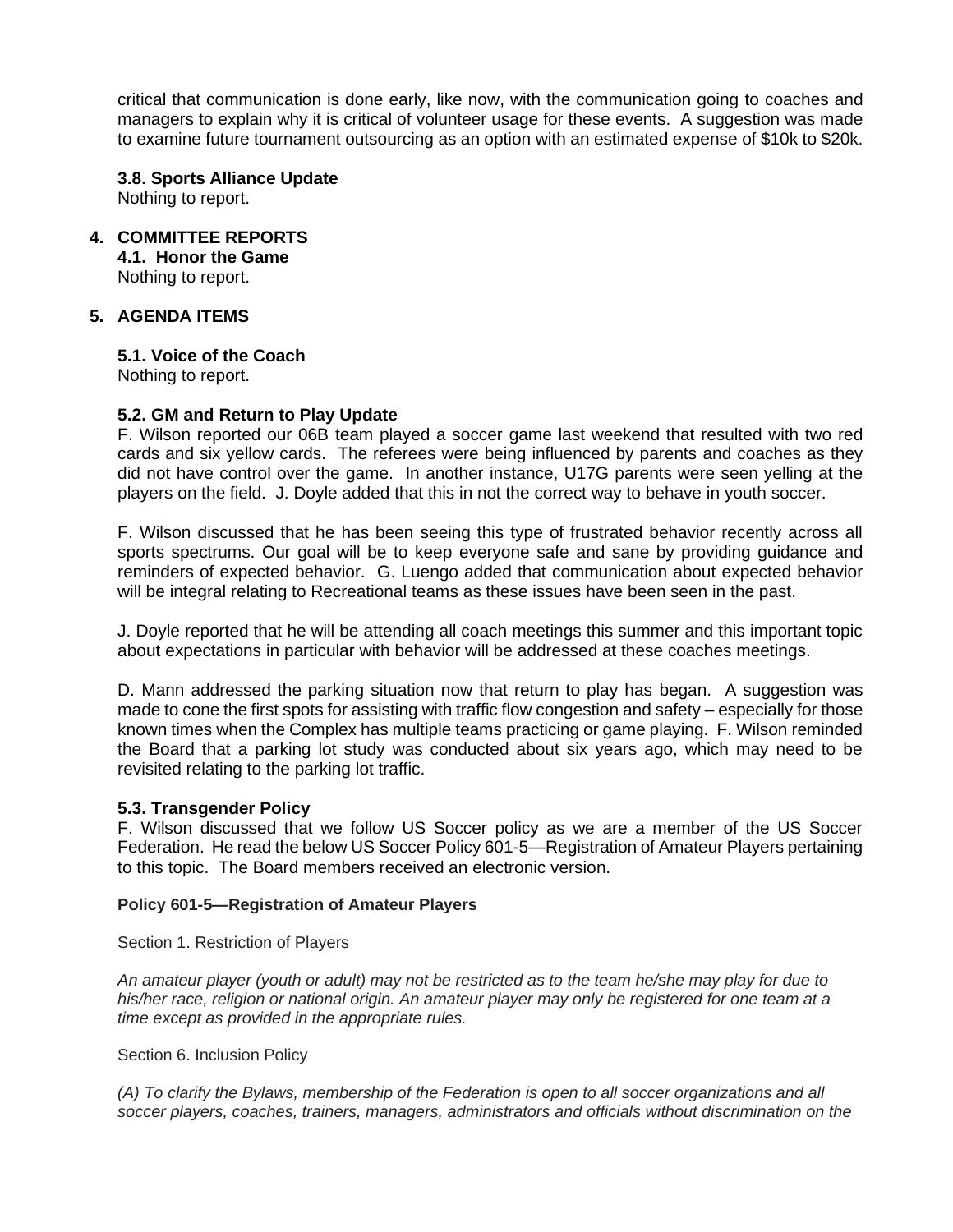critical that communication is done early, like now, with the communication going to coaches and managers to explain why it is critical of volunteer usage for these events. A suggestion was made to examine future tournament outsourcing as an option with an estimated expense of $10k to $20k.

**3.8. Sports Alliance Update**
Nothing to report.

## 4. COMMITTEE REPORTS

**4.1. Honor the Game**
Nothing to report.

## 5. AGENDA ITEMS

**5.1. Voice of the Coach**
Nothing to report.

**5.2. GM and Return to Play Update**
F. Wilson reported our 06B team played a soccer game last weekend that resulted with two red cards and six yellow cards. The referees were being influenced by parents and coaches as they did not have control over the game. In another instance, U17G parents were seen yelling at the players on the field. J. Doyle added that this in not the correct way to behave in youth soccer.

F. Wilson discussed that he has been seeing this type of frustrated behavior recently across all sports spectrums. Our goal will be to keep everyone safe and sane by providing guidance and reminders of expected behavior. G. Luengo added that communication about expected behavior will be integral relating to Recreational teams as these issues have been seen in the past.

J. Doyle reported that he will be attending all coach meetings this summer and this important topic about expectations in particular with behavior will be addressed at these coaches meetings.

D. Mann addressed the parking situation now that return to play has began. A suggestion was made to cone the first spots for assisting with traffic flow congestion and safety – especially for those known times when the Complex has multiple teams practicing or game playing. F. Wilson reminded the Board that a parking lot study was conducted about six years ago, which may need to be revisited relating to the parking lot traffic.

**5.3. Transgender Policy**
F. Wilson discussed that we follow US Soccer policy as we are a member of the US Soccer Federation. He read the below US Soccer Policy 601-5—Registration of Amateur Players pertaining to this topic. The Board members received an electronic version.

**Policy 601-5—Registration of Amateur Players**

Section 1. Restriction of Players

*An amateur player (youth or adult) may not be restricted as to the team he/she may play for due to his/her race, religion or national origin. An amateur player may only be registered for one team at a time except as provided in the appropriate rules.*

Section 6. Inclusion Policy

*(A) To clarify the Bylaws, membership of the Federation is open to all soccer organizations and all soccer players, coaches, trainers, managers, administrators and officials without discrimination on the*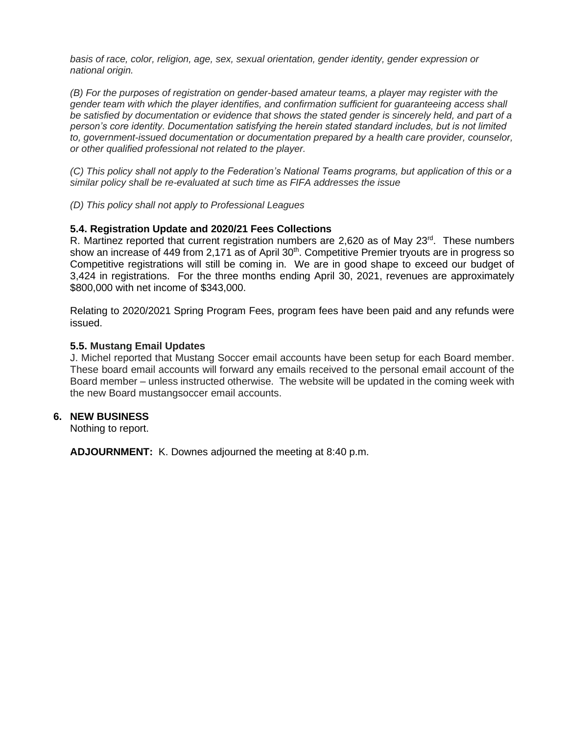*basis of race, color, religion, age, sex, sexual orientation, gender identity, gender expression or national origin.*

*(B) For the purposes of registration on gender-based amateur teams, a player may register with the gender team with which the player identifies, and confirmation sufficient for guaranteeing access shall be satisfied by documentation or evidence that shows the stated gender is sincerely held, and part of a person's core identity. Documentation satisfying the herein stated standard includes, but is not limited to, government-issued documentation or documentation prepared by a health care provider, counselor, or other qualified professional not related to the player.*

*(C) This policy shall not apply to the Federation's National Teams programs, but application of this or a similar policy shall be re-evaluated at such time as FIFA addresses the issue*

*(D) This policy shall not apply to Professional Leagues*

### 5.4. Registration Update and 2020/21 Fees Collections

R. Martinez reported that current registration numbers are 2,620 as of May 23rd. These numbers show an increase of 449 from 2,171 as of April 30th. Competitive Premier tryouts are in progress so Competitive registrations will still be coming in. We are in good shape to exceed our budget of 3,424 in registrations. For the three months ending April 30, 2021, revenues are approximately $800,000 with net income of $343,000.

Relating to 2020/2021 Spring Program Fees, program fees have been paid and any refunds were issued.

### 5.5. Mustang Email Updates

J. Michel reported that Mustang Soccer email accounts have been setup for each Board member. These board email accounts will forward any emails received to the personal email account of the Board member – unless instructed otherwise. The website will be updated in the coming week with the new Board mustangsoccer email accounts.

## 6. NEW BUSINESS

Nothing to report.

**ADJOURNMENT:** K. Downes adjourned the meeting at 8:40 p.m.